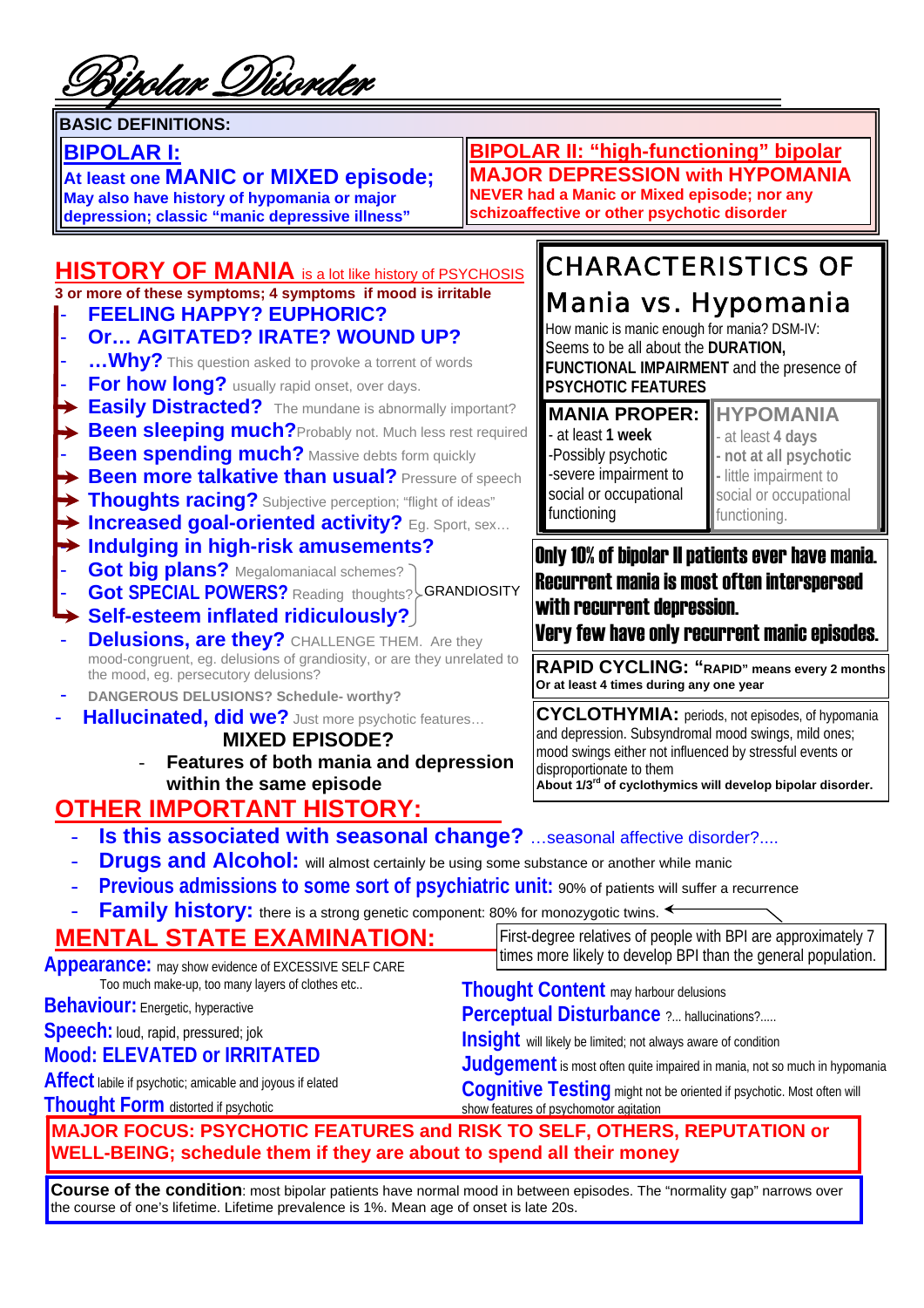# Bipolar Disorder

**BASIC DEFINITIONS:**

| **BIPOLAR I:** | **BIPOLAR II: "high-functioning" bipolar** |
|---|---|
| **At least one MANIC or MIXED episode;** May also have history of hypomania or major depression; classic "manic depressive illness" | **MAJOR DEPRESSION with HYPOMANIA** NEVER had a Manic or Mixed episode; nor any schizoaffective or other psychotic disorder |

## HISTORY OF MANIA is a lot like history of PSYCHOSIS

**3 or more of these symptoms; 4 symptoms if mood is irritable**

- **FEELING HAPPY? EUPHORIC?**
- **Or… AGITATED? IRATE? WOUND UP?**
- **…Why?** This question asked to provoke a torrent of words
- **For how long?** usually rapid onset, over days.
- ➔ **Easily Distracted?** The mundane is abnormally important?
- ➔ **Been sleeping much?** Probably not. Much less rest required
- **Been spending much?** Massive debts form quickly
- ➔ **Been more talkative than usual?** Pressure of speech
- ➔ **Thoughts racing?** Subjective perception; "flight of ideas"
- ➔ **Increased goal-oriented activity?** Eg. Sport, sex…
- ➔ **Indulging in high-risk amusements?**
- **Got big plans?** Megalomaniacal schemes? } GRANDIOSITY
- **Got SPECIAL POWERS?** Reading thoughts? } GRANDIOSITY
- ➔ **Self-esteem inflated ridiculously?** } GRANDIOSITY
- **Delusions, are they?** CHALLENGE THEM. Are they mood-congruent, eg. delusions of grandiosity, or are they unrelated to the mood, eg. persecutory delusions?
- **DANGEROUS DELUSIONS? Schedule- worthy?**
- **Hallucinated, did we?** Just more psychotic features…

**MIXED EPISODE?**

- **Features of both mania and depression within the same episode**

## CHARACTERISTICS OF Mania vs. Hypomania

How manic is manic enough for mania? DSM-IV: Seems to be all about the **DURATION, FUNCTIONAL IMPAIRMENT** and the presence of **PSYCHOTIC FEATURES**

| **MANIA PROPER:** | **HYPOMANIA** |
|---|---|
| - at least **1 week** | - at least **4 days** |
| -Possibly psychotic | - **not at all psychotic** |
| -severe impairment to social or occupational functioning | - little impairment to social or occupational functioning. |

**Only 10% of bipolar II patients ever have mania. Recurrent mania is most often interspersed with recurrent depression. Very few have only recurrent manic episodes.**

**RAPID CYCLING: "RAPID" means every 2 months Or at least 4 times during any one year**

**CYCLOTHYMIA:** periods, not episodes, of hypomania and depression. Subsyndromal mood swings, mild ones; mood swings either not influenced by stressful events or disproportionate to them
**About 1/3rd of cyclothymics will develop bipolar disorder.**

## OTHER IMPORTANT HISTORY:

- **Is this associated with seasonal change?** …seasonal affective disorder?....
- **Drugs and Alcohol:** will almost certainly be using some substance or another while manic
- **Previous admissions to some sort of psychiatric unit:** 90% of patients will suffer a recurrence
- **Family history:** there is a strong genetic component: 80% for monozygotic twins. ← First-degree relatives of people with BPI are approximately 7 times more likely to develop BPI than the general population.

## MENTAL STATE EXAMINATION:

**Appearance:** may show evidence of EXCESSIVE SELF CARE
Too much make-up, too many layers of clothes etc..

**Behaviour:** Energetic, hyperactive

**Speech:** loud, rapid, pressured; jok

**Mood: ELEVATED or IRRITATED**

**Affect** labile if psychotic; amicable and joyous if elated

**Thought Form** distorted if psychotic

**Thought Content** may harbour delusions

**Perceptual Disturbance** ?... hallucinations?.....

**Insight** will likely be limited; not always aware of condition

**Judgement** is most often quite impaired in mania, not so much in hypomania

**Cognitive Testing** might not be oriented if psychotic. Most often will show features of psychomotor agitation

**MAJOR FOCUS: PSYCHOTIC FEATURES and RISK TO SELF, OTHERS, REPUTATION or WELL-BEING; schedule them if they are about to spend all their money**

**Course of the condition**: most bipolar patients have normal mood in between episodes. The "normality gap" narrows over the course of one's lifetime. Lifetime prevalence is 1%. Mean age of onset is late 20s.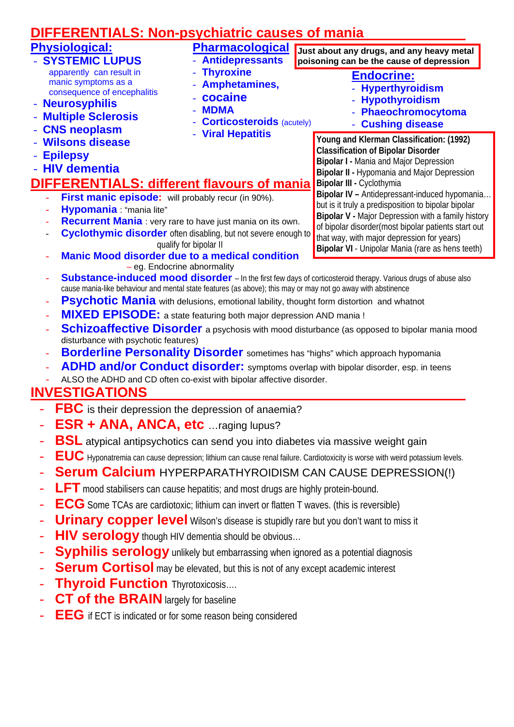# DIFFERENTIALS: Non-psychiatric causes of mania

## Physiological:

- **SYSTEMIC LUPUS** apparently can result in manic symptoms as a consequence of encephalitis
- **Neurosyphilis**
- **Multiple Sclerosis**
- **CNS neoplasm**
- **Wilsons disease**
- **Epilepsy**
- **HIV dementia**

## Pharmacological

- **Antidepressants**
- **Thyroxine**
- **Amphetamines,**
- **cocaine**
- **MDMA**
- **Corticosteroids** (acutely)
- **Viral Hepatitis**

**Just about any drugs, and any heavy metal poisoning can be the cause of depression**

## Endocrine:

- **Hyperthyroidism**
- **Hypothyroidism**
- **Phaeochromocytoma**
- **Cushing disease**

**Young and Klerman Classification: (1992) Classification of Bipolar Disorder**

**Bipolar I -** Mania and Major Depression
**Bipolar II -** Hypomania and Major Depression
**Bipolar III -** Cyclothymia
**Bipolar IV –** Antidepressant-induced hypomania… but is it truly a predisposition to bipolar bipolar
**Bipolar V -** Major Depression with a family history of bipolar disorder(most bipolar patients start out that way, with major depression for years)
**Bipolar VI** - Unipolar Mania (rare as hens teeth)

# DIFFERENTIALS: different flavours of mania

- **First manic episode:** will probably recur (in 90%).
- **Hypomania** : "mania lite"
- **Recurrent Mania** : very rare to have just mania on its own.
- **Cyclothymic disorder** often disabling, but not severe enough to qualify for bipolar II
- **Manic Mood disorder due to a medical condition** – eg. Endocrine abnormality
- **Substance-induced mood disorder** – In the first few days of corticosteroid therapy. Various drugs of abuse also cause mania-like behaviour and mental state features (as above); this may or may not go away with abstinence
- **Psychotic Mania** with delusions, emotional lability, thought form distortion and whatnot
- **MIXED EPISODE:** a state featuring both major depression AND mania !
- **Schizoaffective Disorder** a psychosis with mood disturbance (as opposed to bipolar mania mood disturbance with psychotic features)
- **Borderline Personality Disorder** sometimes has "highs" which approach hypomania
- **ADHD and/or Conduct disorder:** symptoms overlap with bipolar disorder, esp. in teens
- ALSO the ADHD and CD often co-exist with bipolar affective disorder.

# INVESTIGATIONS

- **FBC** is their depression the depression of anaemia?
- **ESR + ANA, ANCA, etc** …raging lupus?
- **BSL** atypical antipsychotics can send you into diabetes via massive weight gain
- **EUC** Hyponatremia can cause depression; lithium can cause renal failure. Cardiotoxicity is worse with weird potassium levels.
- **Serum Calcium** HYPERPARATHYROIDISM CAN CAUSE DEPRESSION(!)
- **LFT** mood stabilisers can cause hepatitis; and most drugs are highly protein-bound.
- **ECG** Some TCAs are cardiotoxic; lithium can invert or flatten T waves. (this is reversible)
- **Urinary copper level** Wilson's disease is stupidly rare but you don't want to miss it
- **HIV serology** though HIV dementia should be obvious…
- **Syphilis serology** unlikely but embarrassing when ignored as a potential diagnosis
- **Serum Cortisol** may be elevated, but this is not of any except academic interest
- **Thyroid Function** Thyrotoxicosis….
- **CT of the BRAIN** largely for baseline
- **EEG** if ECT is indicated or for some reason being considered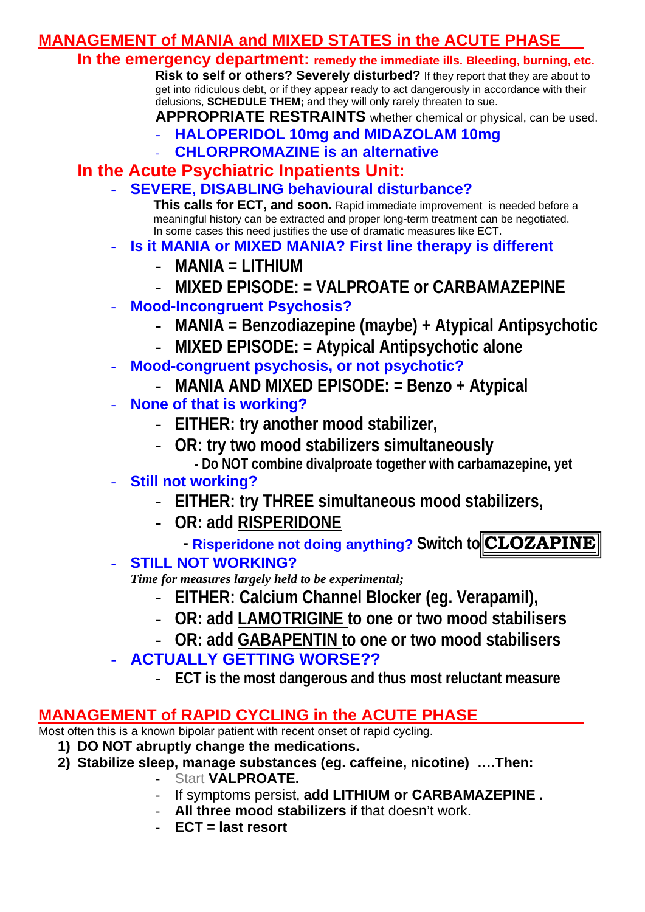# MANAGEMENT of MANIA and MIXED STATES in the ACUTE PHASE

## In the emergency department: remedy the immediate ills. Bleeding, burning, etc.

**Risk to self or others? Severely disturbed?** If they report that they are about to get into ridiculous debt, or if they appear ready to act dangerously in accordance with their delusions, **SCHEDULE THEM;** and they will only rarely threaten to sue.

**APPROPRIATE RESTRAINTS** whether chemical or physical, can be used.

- **HALOPERIDOL 10mg and MIDAZOLAM 10mg**
- **CHLORPROMAZINE is an alternative**

## In the Acute Psychiatric Inpatients Unit:

- **SEVERE, DISABLING behavioural disturbance?**

  **This calls for ECT, and soon.** Rapid immediate improvement is needed before a meaningful history can be extracted and proper long-term treatment can be negotiated. In some cases this need justifies the use of dramatic measures like ECT.

- **Is it MANIA or MIXED MANIA? First line therapy is different**
  - **MANIA = LITHIUM**
  - **MIXED EPISODE: = VALPROATE or CARBAMAZEPINE**
- **Mood-Incongruent Psychosis?**
  - **MANIA = Benzodiazepine (maybe) + Atypical Antipsychotic**
  - **MIXED EPISODE: = Atypical Antipsychotic alone**
- **Mood-congruent psychosis, or not psychotic?**
  - **MANIA AND MIXED EPISODE: = Benzo + Atypical**
- **None of that is working?**
  - **EITHER: try another mood stabilizer,**
  - **OR: try two mood stabilizers simultaneously**
    - **Do NOT combine divalproate together with carbamazepine, yet**
- **Still not working?**
  - **EITHER: try THREE simultaneous mood stabilizers,**
  - **OR: add RISPERIDONE**
    - **Risperidone not doing anything? Switch to CLOZAPINE**
- **STILL NOT WORKING?**

  *Time for measures largely held to be experimental;*
  - **EITHER: Calcium Channel Blocker (eg. Verapamil),**
  - **OR: add LAMOTRIGINE to one or two mood stabilisers**
  - **OR: add GABAPENTIN to one or two mood stabilisers**
- **ACTUALLY GETTING WORSE??**
  - **ECT is the most dangerous and thus most reluctant measure**

# MANAGEMENT of RAPID CYCLING in the ACUTE PHASE

Most often this is a known bipolar patient with recent onset of rapid cycling.

1) **DO NOT abruptly change the medications.**
2) **Stabilize sleep, manage substances (eg. caffeine, nicotine) ….Then:**
   - Start **VALPROATE.**
   - If symptoms persist, **add LITHIUM or CARBAMAZEPINE .**
   - **All three mood stabilizers** if that doesn't work.
   - **ECT = last resort**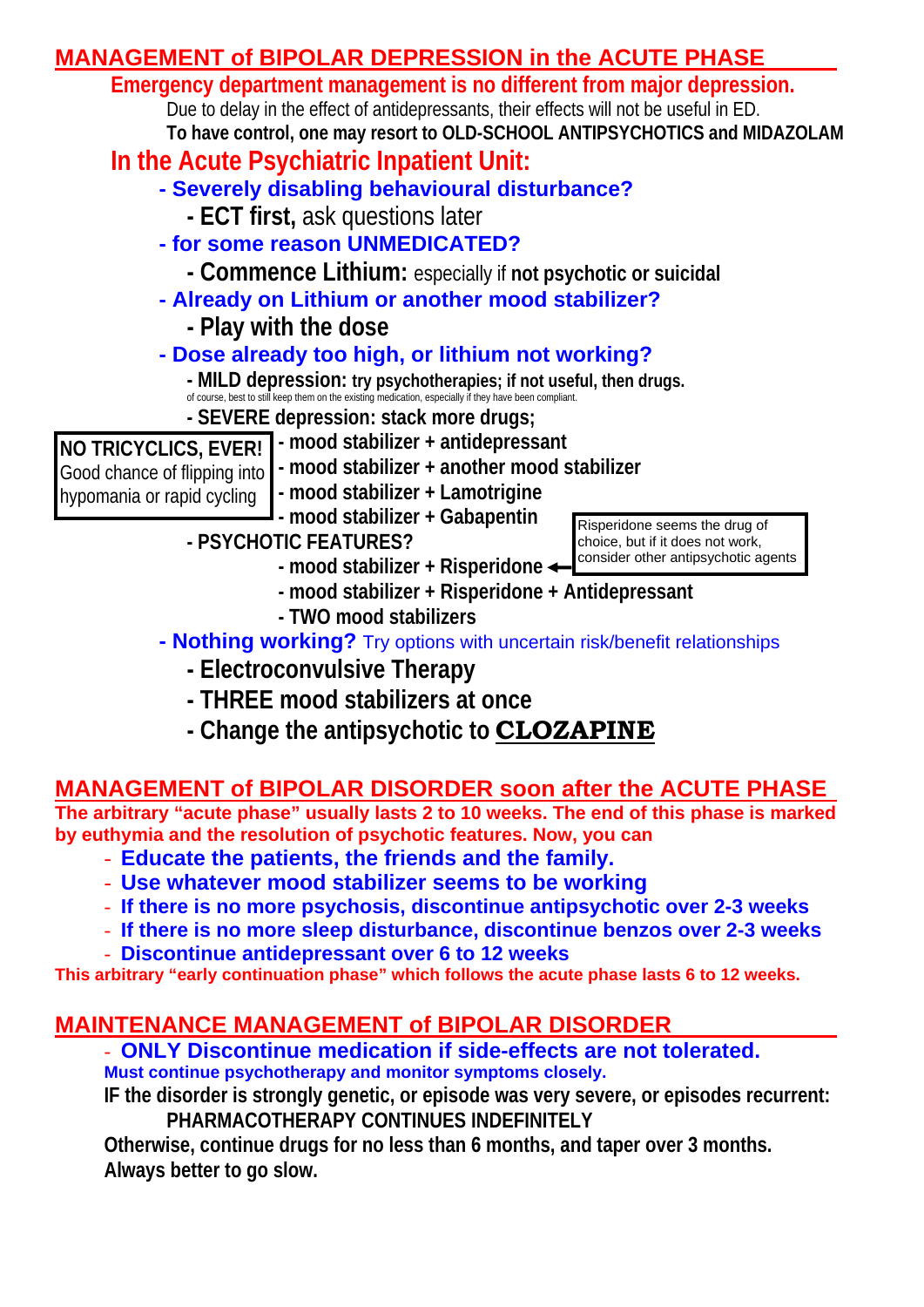## MANAGEMENT of BIPOLAR DEPRESSION in the ACUTE PHASE

**Emergency department management is no different from major depression.**

Due to delay in the effect of antidepressants, their effects will not be useful in ED.

**To have control, one may resort to OLD-SCHOOL ANTIPSYCHOTICS and MIDAZOLAM**

### In the Acute Psychiatric Inpatient Unit:

- **Severely disabling behavioural disturbance?**
  - **ECT first,** ask questions later
- **for some reason UNMEDICATED?**
  - **Commence Lithium:** especially if **not psychotic or suicidal**
- **Already on Lithium or another mood stabilizer?**
  - **Play with the dose**
- **Dose already too high, or lithium not working?**
  - **MILD depression: try psychotherapies; if not useful, then drugs.**
    of course, best to still keep them on the existing medication, especially if they have been compliant.
  - **SEVERE depression: stack more drugs;**
    - **mood stabilizer + antidepressant**
    - **mood stabilizer + another mood stabilizer**
    - **mood stabilizer + Lamotrigine**
    - **mood stabilizer + Gabapentin**

    **NO TRICYCLICS, EVER!** Good chance of flipping into hypomania or rapid cycling

  - **PSYCHOTIC FEATURES?**
    - **mood stabilizer + Risperidone** ← Risperidone seems the drug of choice, but if it does not work, consider other antipsychotic agents
    - **mood stabilizer + Risperidone + Antidepressant**
    - **TWO mood stabilizers**
- **Nothing working?** Try options with uncertain risk/benefit relationships
  - **Electroconvulsive Therapy**
  - **THREE mood stabilizers at once**
  - **Change the antipsychotic to CLOZAPINE**

## MANAGEMENT of BIPOLAR DISORDER soon after the ACUTE PHASE

**The arbitrary "acute phase" usually lasts 2 to 10 weeks. The end of this phase is marked by euthymia and the resolution of psychotic features. Now, you can**

- **Educate the patients, the friends and the family.**
- **Use whatever mood stabilizer seems to be working**
- **If there is no more psychosis, discontinue antipsychotic over 2-3 weeks**
- **If there is no more sleep disturbance, discontinue benzos over 2-3 weeks**
- **Discontinue antidepressant over 6 to 12 weeks**

**This arbitrary "early continuation phase" which follows the acute phase lasts 6 to 12 weeks.**

## MAINTENANCE MANAGEMENT of BIPOLAR DISORDER

- **ONLY Discontinue medication if side-effects are not tolerated.**

**Must continue psychotherapy and monitor symptoms closely.**

**IF the disorder is strongly genetic, or episode was very severe, or episodes recurrent:**

**PHARMACOTHERAPY CONTINUES INDEFINITELY**

**Otherwise, continue drugs for no less than 6 months, and taper over 3 months. Always better to go slow.**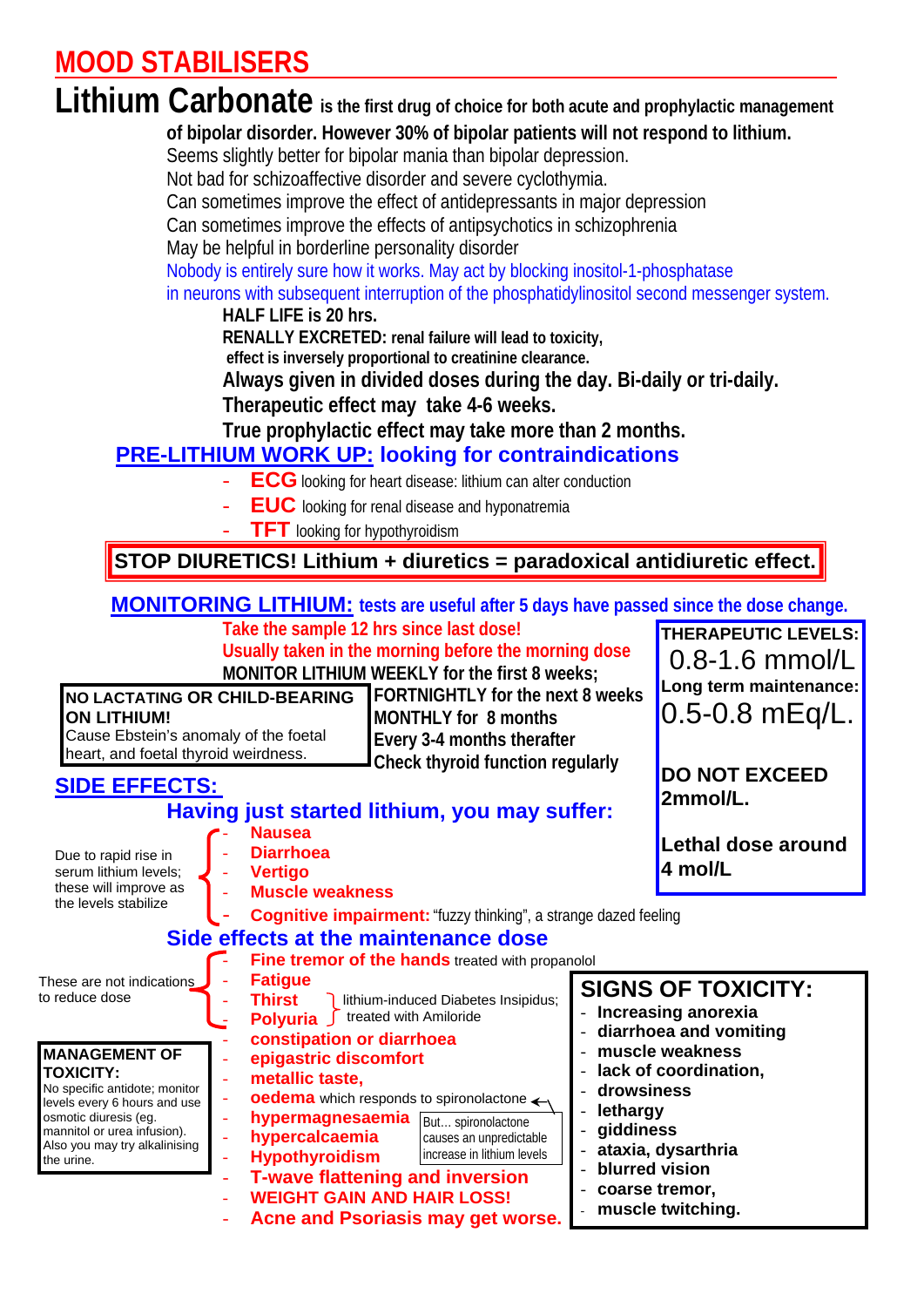# MOOD STABILISERS

## Lithium Carbonate

**Lithium Carbonate is the first drug of choice for both acute and prophylactic management of bipolar disorder. However 30% of bipolar patients will not respond to lithium.**

Seems slightly better for bipolar mania than bipolar depression.
Not bad for schizoaffective disorder and severe cyclothymia.
Can sometimes improve the effect of antidepressants in major depression
Can sometimes improve the effects of antipsychotics in schizophrenia
May be helpful in borderline personality disorder
Nobody is entirely sure how it works. May act by blocking inositol-1-phosphatase in neurons with subsequent interruption of the phosphatidylinositol second messenger system.

**HALF LIFE is 20 hrs.**
**RENALLY EXCRETED: renal failure will lead to toxicity, effect is inversely proportional to creatinine clearance.**
**Always given in divided doses during the day. Bi-daily or tri-daily.**
**Therapeutic effect may take 4-6 weeks.**
**True prophylactic effect may take more than 2 months.**

### PRE-LITHIUM WORK UP: looking for contraindications

- **ECG** looking for heart disease: lithium can alter conduction
- **EUC** looking for renal disease and hyponatremia
- **TFT** looking for hypothyroidism

**STOP DIURETICS! Lithium + diuretics = paradoxical antidiuretic effect.**

### MONITORING LITHIUM: tests are useful after 5 days have passed since the dose change.

**Take the sample 12 hrs since last dose!**
**Usually taken in the morning before the morning dose**
**MONITOR LITHIUM WEEKLY for the first 8 weeks;**
**FORTNIGHTLY for the next 8 weeks**
**MONTHLY for 8 months**
**Every 3-4 months therafter**
**Check thyroid function regularly**

**NO LACTATING OR CHILD-BEARING ON LITHIUM!**
Cause Ebstein's anomaly of the foetal heart, and foetal thyroid weirdness.

**THERAPEUTIC LEVELS:**
0.8-1.6 mmol/L
**Long term maintenance:**
0.5-0.8 mEq/L.

**DO NOT EXCEED 2mmol/L.**

**Lethal dose around 4 mol/L**

### SIDE EFFECTS:

#### Having just started lithium, you may suffer:

Due to rapid rise in serum lithium levels; these will improve as the levels stabilize:

- **Nausea**
- **Diarrhoea**
- **Vertigo**
- **Muscle weakness**
- **Cognitive impairment:** "fuzzy thinking", a strange dazed feeling

#### Side effects at the maintenance dose

These are not indications to reduce dose:

- **Fine tremor of the hands** treated with propanolol
- **Fatigue**
- **Thirst**
- **Polyuria**

(Thirst, Polyuria: lithium-induced Diabetes Insipidus; treated with Amiloride)

- **constipation or diarrhoea**
- **epigastric discomfort**
- **metallic taste,**
- **oedema** which responds to spironolactone (But… spironolactone causes an unpredictable increase in lithium levels)
- **hypermagnesaemia**
- **hypercalcaemia**
- **Hypothyroidism**
- **T-wave flattening and inversion**
- **WEIGHT GAIN AND HAIR LOSS!**
- **Acne and Psoriasis may get worse.**

**MANAGEMENT OF TOXICITY:**
No specific antidote; monitor levels every 6 hours and use osmotic diuresis (eg. mannitol or urea infusion). Also you may try alkalinising the urine.

### SIGNS OF TOXICITY:

- **Increasing anorexia**
- **diarrhoea and vomiting**
- **muscle weakness**
- **lack of coordination,**
- **drowsiness**
- **lethargy**
- **giddiness**
- **ataxia, dysarthria**
- **blurred vision**
- **coarse tremor,**
- **muscle twitching.**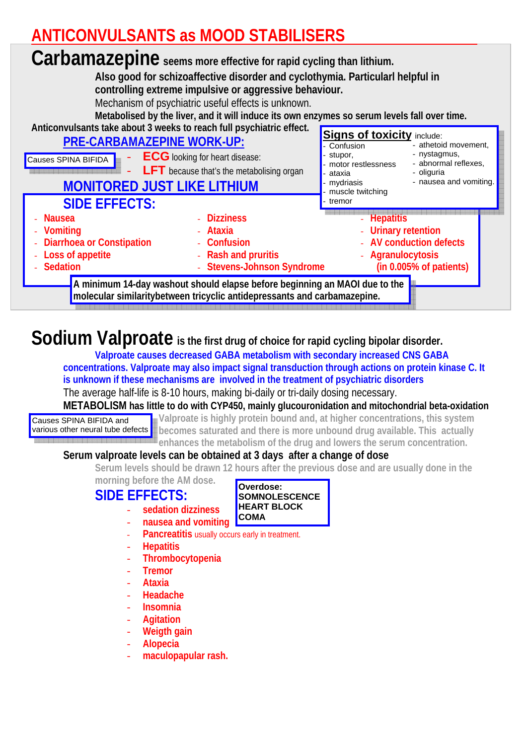# ANTICONVULSANTS as MOOD STABILISERS

## Carbamazepine

**Carbamazepine** **seems more effective for rapid cycling than lithium.**

**Also good for schizoaffective disorder and cyclothymia. Particularl helpful in controlling extreme impulsive or aggressive behaviour.**

Mechanism of psychiatric useful effects is unknown.

**Metabolised by the liver, and it will induce its own enzymes so serum levels fall over time.**

**Anticonvulsants take about 3 weeks to reach full psychiatric effect.**

### PRE-CARBAMAZEPINE WORK-UP:

Causes SPINA BIFIDA

- **ECG** looking for heart disease:
- **LFT** because that's the metabolising organ

**Signs of toxicity** include:

- Confusion
- stupor,
- motor restlessness
- ataxia
- mydriasis
- muscle twitching
- tremor
- athetoid movement,
- nystagmus,
- abnormal reflexes,
- oliguria
- nausea and vomiting.

### MONITORED JUST LIKE LITHIUM

### SIDE EFFECTS:

- Nausea
- Vomiting
- Diarrhoea or Constipation
- Loss of appetite
- Sedation
- Dizziness
- Ataxia
- Confusion
- Rash and pruritis
- Stevens-Johnson Syndrome
- Hepatitis
- Urinary retention
- AV conduction defects
- Agranulocytosis (in 0.005% of patients)

**A minimum 14-day washout should elapse before beginning an MAOI due to the molecular similaritybetween tricyclic antidepressants and carbamazepine.**

## Sodium Valproate

**Sodium Valproate** **is the first drug of choice for rapid cycling bipolar disorder.**

**Valproate causes decreased GABA metabolism with secondary increased CNS GABA concentrations. Valproate may also impact signal transduction through actions on protein kinase C. It is unknown if these mechanisms are involved in the treatment of psychiatric disorders**

The average half-life is 8-10 hours, making bi-daily or tri-daily dosing necessary.

**METABOLISM has little to do with CYP450, mainly glucouronidation and mitochondrial beta-oxidation**

Causes SPINA BIFIDA and various other neural tube defects

Valproate is highly protein bound and, at higher concentrations, this system becomes saturated and there is more unbound drug available. This actually enhances the metabolism of the drug and lowers the serum concentration.

**Serum valproate levels can be obtained at 3 days after a change of dose**

Serum levels should be drawn 12 hours after the previous dose and are usually done in the morning before the AM dose.

**Overdose:**
**SOMNOLESCENCE**
**HEART BLOCK**
**COMA**

### SIDE EFFECTS:

- sedation dizziness
- nausea and vomiting
- Pancreatitis usually occurs early in treatment.
- Hepatitis
- Thrombocytopenia
- Tremor
- Ataxia
- Headache
- Insomnia
- Agitation
- Weigth gain
- Alopecia
- maculopapular rash.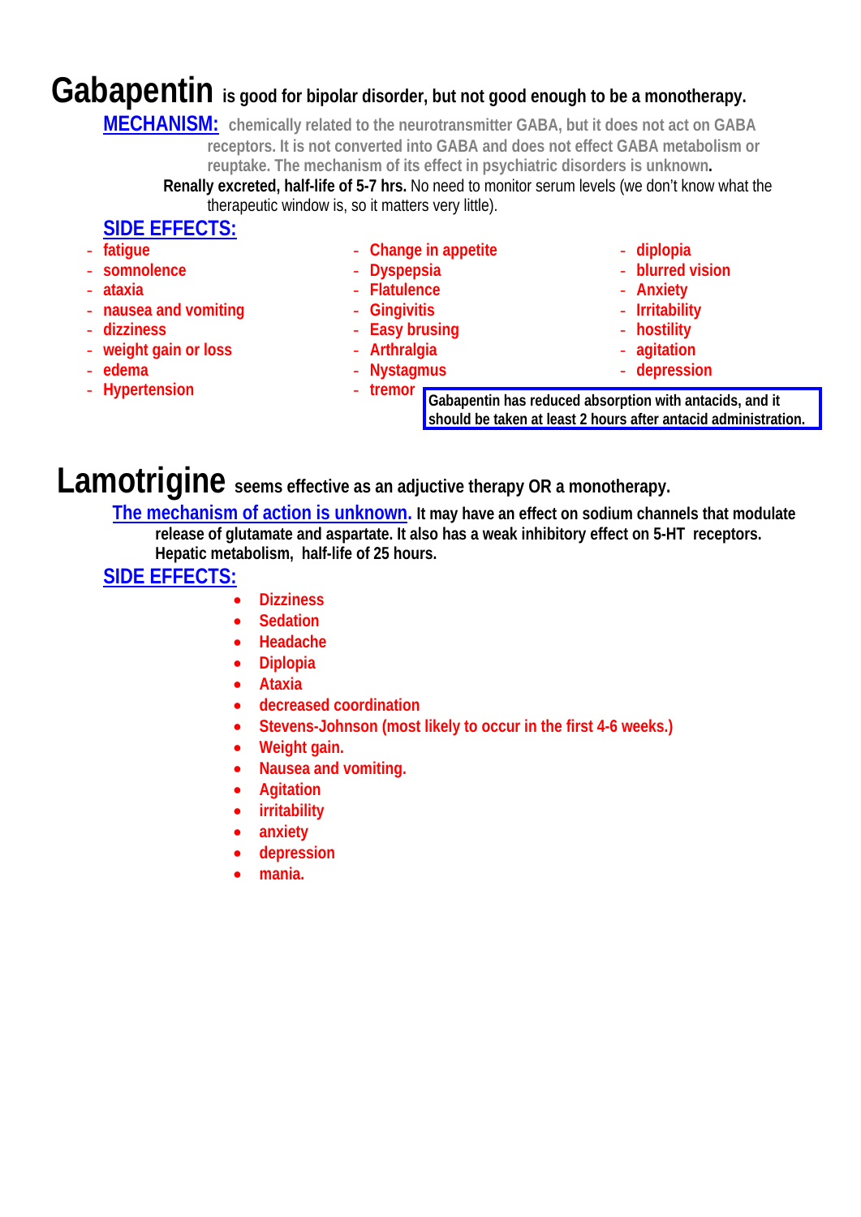# Gabapentin is good for bipolar disorder, but not good enough to be a monotherapy.

**MECHANISM:** chemically related to the neurotransmitter GABA, but it does not act on GABA receptors. It is not converted into GABA and does not effect GABA metabolism or reuptake. The mechanism of its effect in psychiatric disorders is unknown.

**Renally excreted, half-life of 5-7 hrs.** No need to monitor serum levels (we don't know what the therapeutic window is, so it matters very little).

**SIDE EFFECTS:**

- fatigue
- somnolence
- ataxia
- nausea and vomiting
- dizziness
- weight gain or loss
- edema
- Hypertension
- Change in appetite
- Dyspepsia
- Flatulence
- Gingivitis
- Easy brusing
- Arthralgia
- Nystagmus
- tremor
- diplopia
- blurred vision
- Anxiety
- Irritability
- hostility
- agitation
- depression

**Gabapentin has reduced absorption with antacids, and it should be taken at least 2 hours after antacid administration.**

# Lamotrigine seems effective as an adjuctive therapy OR a monotherapy.

**The mechanism of action is unknown. It may have an effect on sodium channels that modulate release of glutamate and aspartate. It also has a weak inhibitory effect on 5-HT receptors. Hepatic metabolism, half-life of 25 hours.**

**SIDE EFFECTS:**

- Dizziness
- Sedation
- Headache
- Diplopia
- Ataxia
- decreased coordination
- Stevens-Johnson (most likely to occur in the first 4-6 weeks.)
- Weight gain.
- Nausea and vomiting.
- Agitation
- irritability
- anxiety
- depression
- mania.